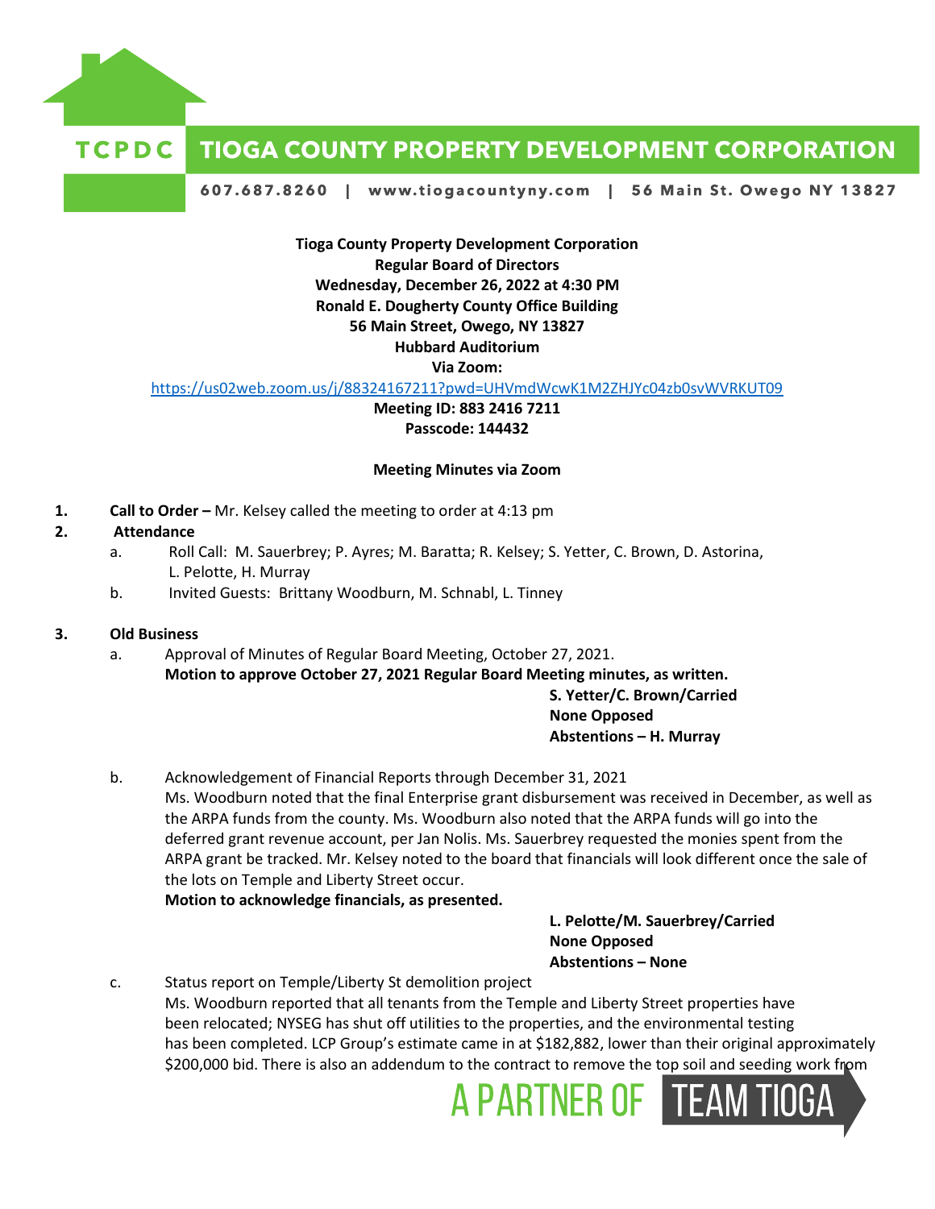**TCPDC TIOGA COUNTY PROPERTY DEVELOPMENT CORPORATION**

607.687.8260 | www.tiogacountyny.com | 56 Main St. Owego NY 13827

**Tioga County Property Development Corporation**
**Regular Board of Directors**
**Wednesday, December 26, 2022 at 4:30 PM**
**Ronald E. Dougherty County Office Building**
**56 Main Street, Owego, NY 13827**
**Hubbard Auditorium**
**Via Zoom:**
https://us02web.zoom.us/j/88324167211?pwd=UHVmdWcwK1M2ZHJYc04zb0svWVRKUT09
**Meeting ID: 883 2416 7211**
**Passcode: 144432**

**Meeting Minutes via Zoom**

1. **Call to Order –** Mr. Kelsey called the meeting to order at 4:13 pm
2. **Attendance**
   a. Roll Call: M. Sauerbrey; P. Ayres; M. Baratta; R. Kelsey; S. Yetter, C. Brown, D. Astorina, L. Pelotte, H. Murray
   b. Invited Guests: Brittany Woodburn, M. Schnabl, L. Tinney

3. **Old Business**
   a. Approval of Minutes of Regular Board Meeting, October 27, 2021.
   **Motion to approve October 27, 2021 Regular Board Meeting minutes, as written.**
   **S. Yetter/C. Brown/Carried**
   **None Opposed**
   **Abstentions – H. Murray**

   b. Acknowledgement of Financial Reports through December 31, 2021
   Ms. Woodburn noted that the final Enterprise grant disbursement was received in December, as well as the ARPA funds from the county. Ms. Woodburn also noted that the ARPA funds will go into the deferred grant revenue account, per Jan Nolis. Ms. Sauerbrey requested the monies spent from the ARPA grant be tracked. Mr. Kelsey noted to the board that financials will look different once the sale of the lots on Temple and Liberty Street occur.
   **Motion to acknowledge financials, as presented.**
   **L. Pelotte/M. Sauerbrey/Carried**
   **None Opposed**
   **Abstentions – None**

   c. Status report on Temple/Liberty St demolition project
   Ms. Woodburn reported that all tenants from the Temple and Liberty Street properties have been relocated; NYSEG has shut off utilities to the properties, and the environmental testing has been completed. LCP Group's estimate came in at $182,882, lower than their original approximately $200,000 bid. There is also an addendum to the contract to remove the top soil and seeding work from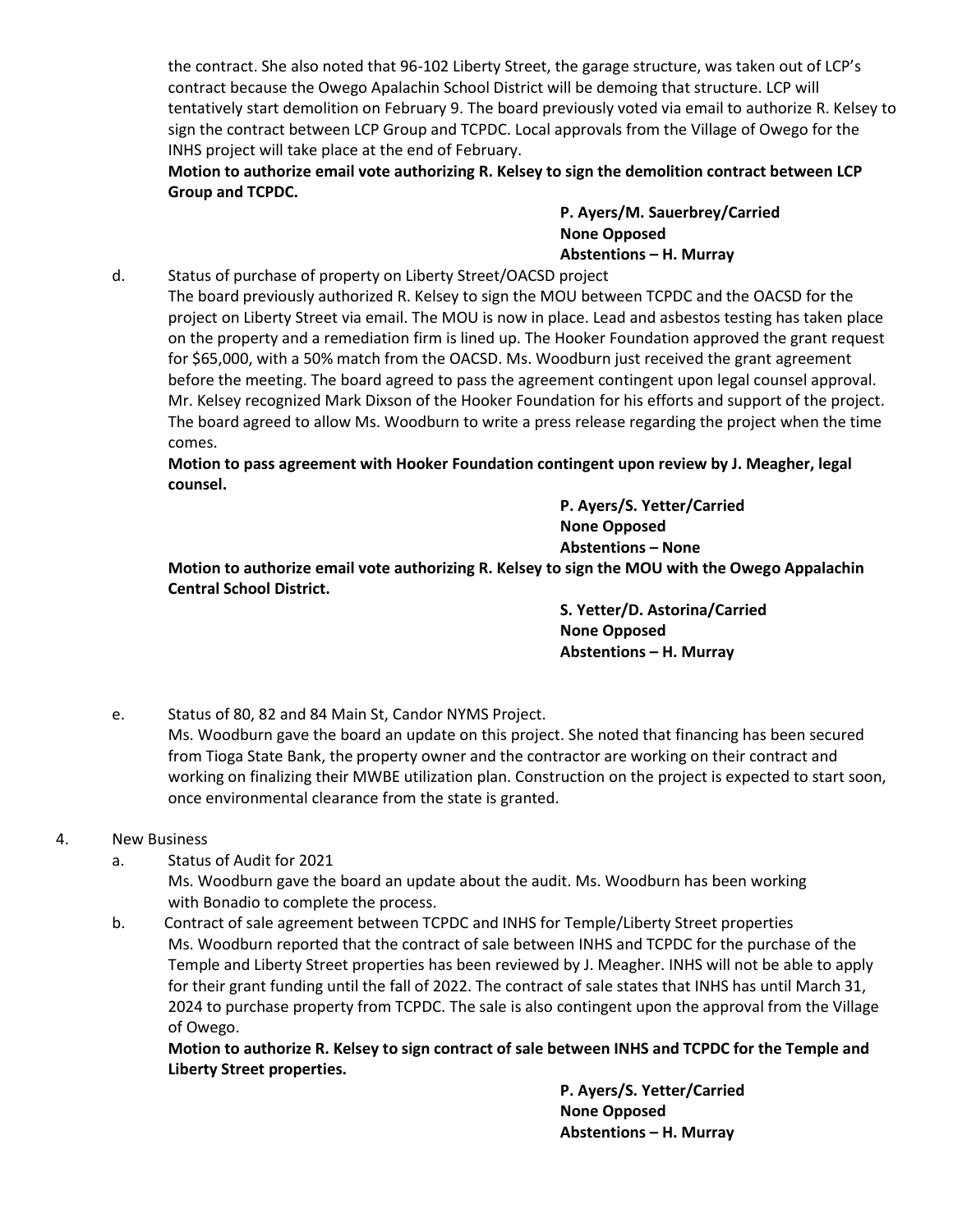the contract. She also noted that 96-102 Liberty Street, the garage structure, was taken out of LCP's contract because the Owego Apalachin School District will be demoing that structure. LCP will tentatively start demolition on February 9. The board previously voted via email to authorize R. Kelsey to sign the contract between LCP Group and TCPDC. Local approvals from the Village of Owego for the INHS project will take place at the end of February.

**Motion to authorize email vote authorizing R. Kelsey to sign the demolition contract between LCP Group and TCPDC.**

**P. Ayers/M. Sauerbrey/Carried**
**None Opposed**
**Abstentions – H. Murray**

d. Status of purchase of property on Liberty Street/OACSD project

The board previously authorized R. Kelsey to sign the MOU between TCPDC and the OACSD for the project on Liberty Street via email. The MOU is now in place. Lead and asbestos testing has taken place on the property and a remediation firm is lined up. The Hooker Foundation approved the grant request for $65,000, with a 50% match from the OACSD. Ms. Woodburn just received the grant agreement before the meeting. The board agreed to pass the agreement contingent upon legal counsel approval. Mr. Kelsey recognized Mark Dixson of the Hooker Foundation for his efforts and support of the project. The board agreed to allow Ms. Woodburn to write a press release regarding the project when the time comes.

**Motion to pass agreement with Hooker Foundation contingent upon review by J. Meagher, legal counsel.**

**P. Ayers/S. Yetter/Carried**
**None Opposed**
**Abstentions – None**

**Motion to authorize email vote authorizing R. Kelsey to sign the MOU with the Owego Appalachin Central School District.**

**S. Yetter/D. Astorina/Carried**
**None Opposed**
**Abstentions – H. Murray**

e. Status of 80, 82 and 84 Main St, Candor NYMS Project.

Ms. Woodburn gave the board an update on this project. She noted that financing has been secured from Tioga State Bank, the property owner and the contractor are working on their contract and working on finalizing their MWBE utilization plan. Construction on the project is expected to start soon, once environmental clearance from the state is granted.

4. New Business

a. Status of Audit for 2021

Ms. Woodburn gave the board an update about the audit. Ms. Woodburn has been working with Bonadio to complete the process.

b. Contract of sale agreement between TCPDC and INHS for Temple/Liberty Street properties

Ms. Woodburn reported that the contract of sale between INHS and TCPDC for the purchase of the Temple and Liberty Street properties has been reviewed by J. Meagher. INHS will not be able to apply for their grant funding until the fall of 2022. The contract of sale states that INHS has until March 31, 2024 to purchase property from TCPDC. The sale is also contingent upon the approval from the Village of Owego.

**Motion to authorize R. Kelsey to sign contract of sale between INHS and TCPDC for the Temple and Liberty Street properties.**

**P. Ayers/S. Yetter/Carried**
**None Opposed**
**Abstentions – H. Murray**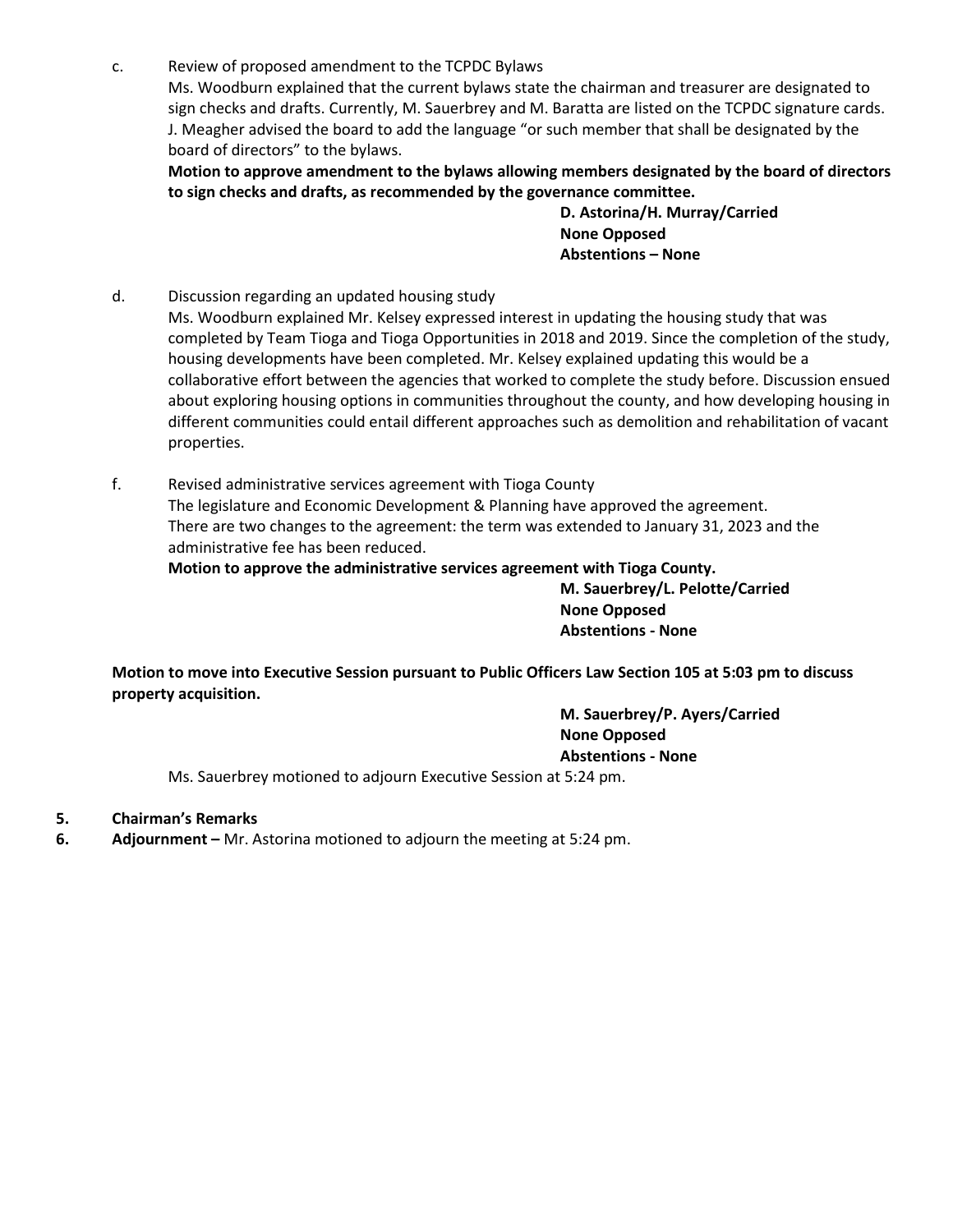c. Review of proposed amendment to the TCPDC Bylaws

Ms. Woodburn explained that the current bylaws state the chairman and treasurer are designated to sign checks and drafts. Currently, M. Sauerbrey and M. Baratta are listed on the TCPDC signature cards. J. Meagher advised the board to add the language “or such member that shall be designated by the board of directors” to the bylaws.

**Motion to approve amendment to the bylaws allowing members designated by the board of directors to sign checks and drafts, as recommended by the governance committee.**

**D. Astorina/H. Murray/Carried**
**None Opposed**
**Abstentions – None**

d. Discussion regarding an updated housing study

Ms. Woodburn explained Mr. Kelsey expressed interest in updating the housing study that was completed by Team Tioga and Tioga Opportunities in 2018 and 2019. Since the completion of the study, housing developments have been completed. Mr. Kelsey explained updating this would be a collaborative effort between the agencies that worked to complete the study before. Discussion ensued about exploring housing options in communities throughout the county, and how developing housing in different communities could entail different approaches such as demolition and rehabilitation of vacant properties.

f. Revised administrative services agreement with Tioga County

The legislature and Economic Development & Planning have approved the agreement. There are two changes to the agreement: the term was extended to January 31, 2023 and the administrative fee has been reduced.

**Motion to approve the administrative services agreement with Tioga County.**

**M. Sauerbrey/L. Pelotte/Carried**
**None Opposed**
**Abstentions - None**

**Motion to move into Executive Session pursuant to Public Officers Law Section 105 at 5:03 pm to discuss property acquisition.**

**M. Sauerbrey/P. Ayers/Carried**
**None Opposed**
**Abstentions - None**

Ms. Sauerbrey motioned to adjourn Executive Session at 5:24 pm.

**5. Chairman’s Remarks**

**6. Adjournment –** Mr. Astorina motioned to adjourn the meeting at 5:24 pm.